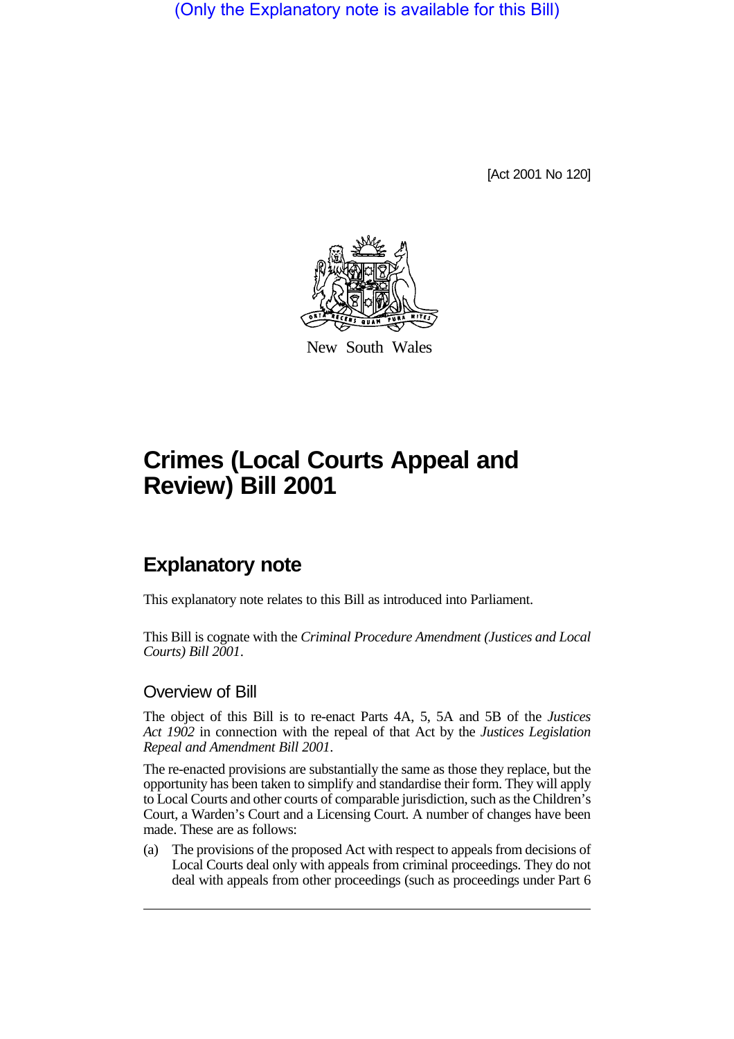(Only the Explanatory note is available for this Bill)

[Act 2001 No 120]

New South Wales

# Crimes (Local Courts Appeal and Review) Bill 2001

## Explanatory note

This explanatory note relates to this Bill as introduced into Parliament.

This Bill is cognate with the *Criminal Procedure Amendment (Justices and Local Courts) Bill 2001*.

### Overview of Bill

The object of this Bill is to re-enact Parts 4A, 5, 5A and 5B of the *Justices Act 1902* in connection with the repeal of that Act by the *Justices Legislation Repeal and Amendment Bill 2001*.

The re-enacted provisions are substantially the same as those they replace, but the opportunity has been taken to simplify and standardise their form. They will apply to Local Courts and other courts of comparable jurisdiction, such as the Children's Court, a Warden's Court and a Licensing Court. A number of changes have been made. These are as follows:

(a) The provisions of the proposed Act with respect to appeals from decisions of Local Courts deal only with appeals from criminal proceedings. They do not deal with appeals from other proceedings (such as proceedings under Part 6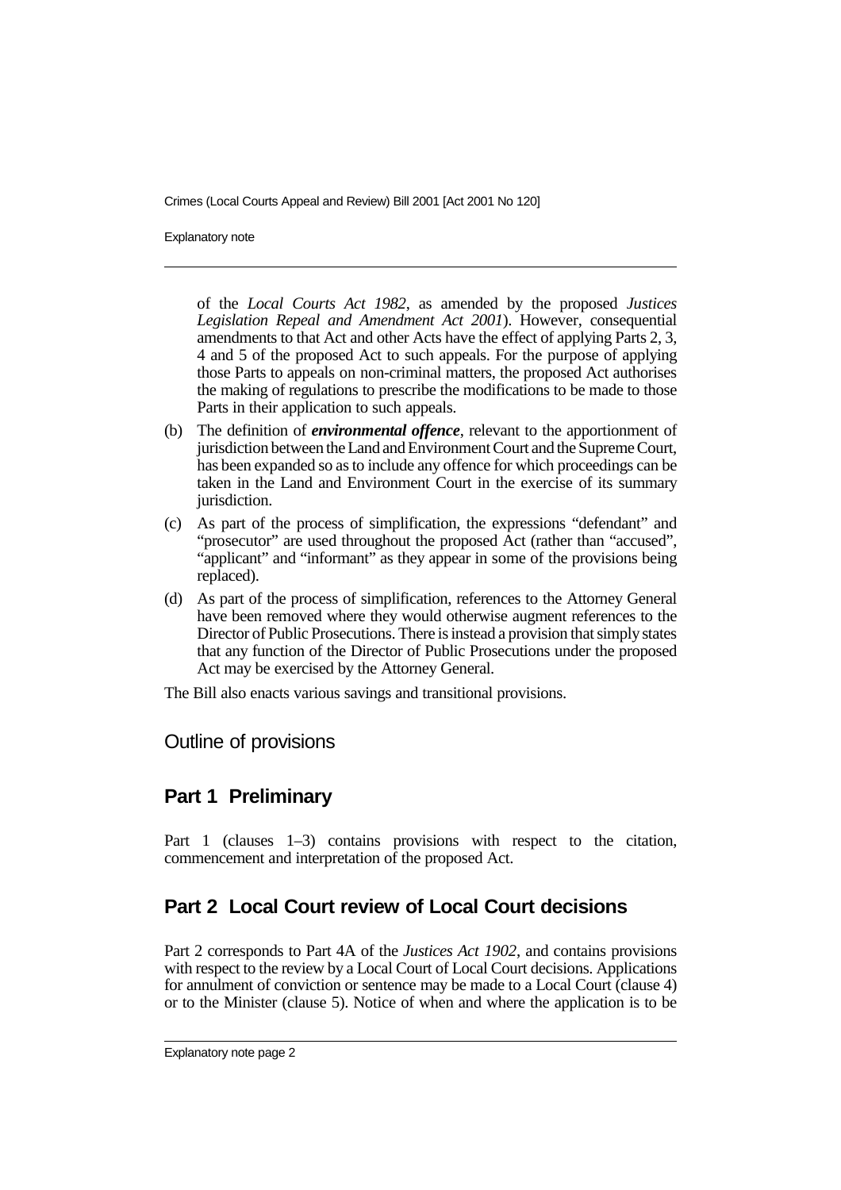of the *Local Courts Act 1982*, as amended by the proposed *Justices Legislation Repeal and Amendment Act 2001*). However, consequential amendments to that Act and other Acts have the effect of applying Parts 2, 3, 4 and 5 of the proposed Act to such appeals. For the purpose of applying those Parts to appeals on non-criminal matters, the proposed Act authorises the making of regulations to prescribe the modifications to be made to those Parts in their application to such appeals.

(b) The definition of ***environmental offence***, relevant to the apportionment of jurisdiction between the Land and Environment Court and the Supreme Court, has been expanded so as to include any offence for which proceedings can be taken in the Land and Environment Court in the exercise of its summary jurisdiction.

(c) As part of the process of simplification, the expressions "defendant" and "prosecutor" are used throughout the proposed Act (rather than "accused", "applicant" and "informant" as they appear in some of the provisions being replaced).

(d) As part of the process of simplification, references to the Attorney General have been removed where they would otherwise augment references to the Director of Public Prosecutions. There is instead a provision that simply states that any function of the Director of Public Prosecutions under the proposed Act may be exercised by the Attorney General.

The Bill also enacts various savings and transitional provisions.

## Outline of provisions

### Part 1 Preliminary

Part 1 (clauses 1–3) contains provisions with respect to the citation, commencement and interpretation of the proposed Act.

### Part 2 Local Court review of Local Court decisions

Part 2 corresponds to Part 4A of the *Justices Act 1902*, and contains provisions with respect to the review by a Local Court of Local Court decisions. Applications for annulment of conviction or sentence may be made to a Local Court (clause 4) or to the Minister (clause 5). Notice of when and where the application is to be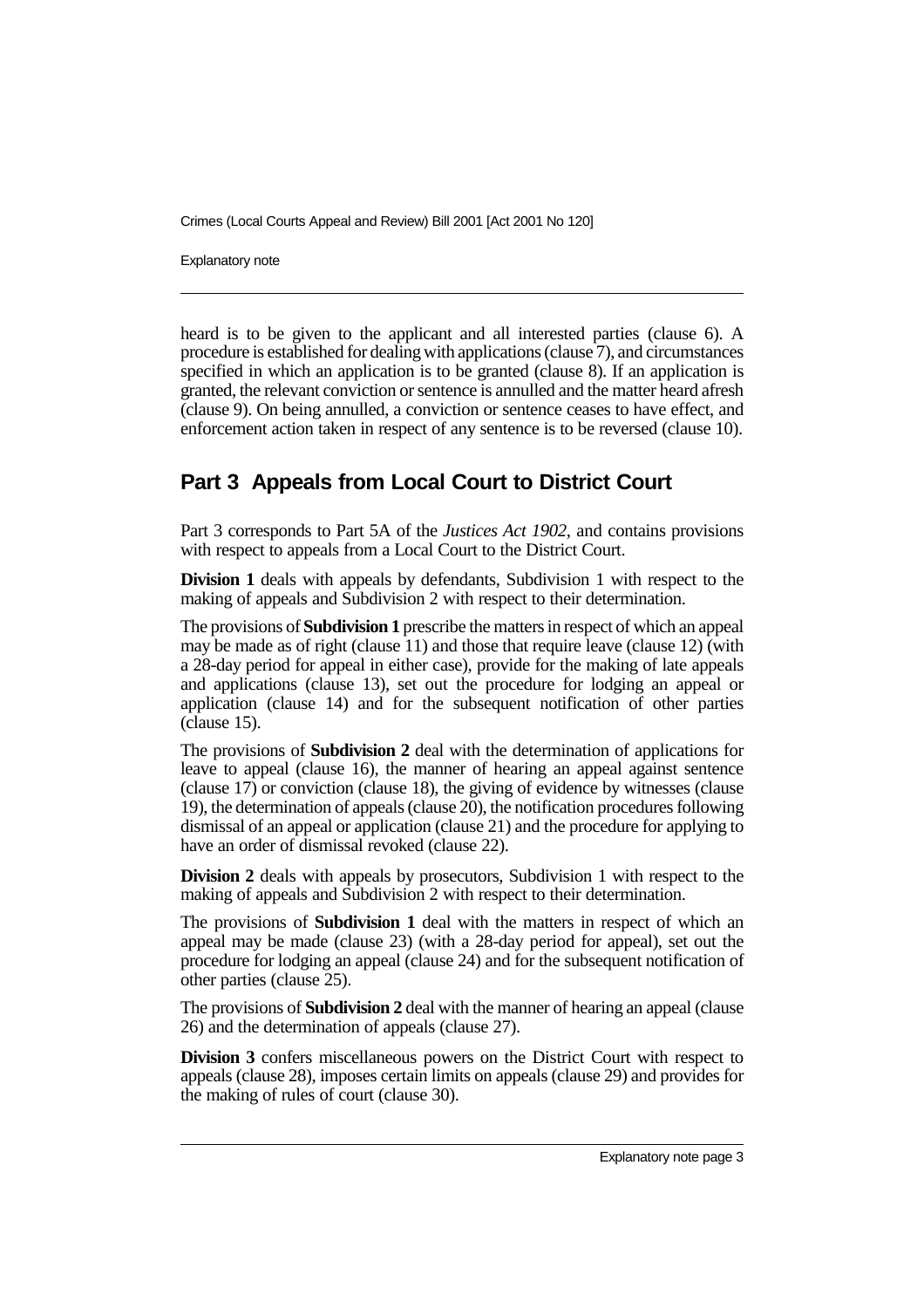heard is to be given to the applicant and all interested parties (clause 6). A procedure is established for dealing with applications (clause 7), and circumstances specified in which an application is to be granted (clause 8). If an application is granted, the relevant conviction or sentence is annulled and the matter heard afresh (clause 9). On being annulled, a conviction or sentence ceases to have effect, and enforcement action taken in respect of any sentence is to be reversed (clause 10).

## Part 3 Appeals from Local Court to District Court

Part 3 corresponds to Part 5A of the *Justices Act 1902*, and contains provisions with respect to appeals from a Local Court to the District Court.

**Division 1** deals with appeals by defendants, Subdivision 1 with respect to the making of appeals and Subdivision 2 with respect to their determination.

The provisions of **Subdivision 1** prescribe the matters in respect of which an appeal may be made as of right (clause 11) and those that require leave (clause 12) (with a 28-day period for appeal in either case), provide for the making of late appeals and applications (clause 13), set out the procedure for lodging an appeal or application (clause 14) and for the subsequent notification of other parties (clause 15).

The provisions of **Subdivision 2** deal with the determination of applications for leave to appeal (clause 16), the manner of hearing an appeal against sentence (clause 17) or conviction (clause 18), the giving of evidence by witnesses (clause 19), the determination of appeals (clause 20), the notification procedures following dismissal of an appeal or application (clause 21) and the procedure for applying to have an order of dismissal revoked (clause 22).

**Division 2** deals with appeals by prosecutors, Subdivision 1 with respect to the making of appeals and Subdivision 2 with respect to their determination.

The provisions of **Subdivision 1** deal with the matters in respect of which an appeal may be made (clause 23) (with a 28-day period for appeal), set out the procedure for lodging an appeal (clause 24) and for the subsequent notification of other parties (clause 25).

The provisions of **Subdivision 2** deal with the manner of hearing an appeal (clause 26) and the determination of appeals (clause 27).

**Division 3** confers miscellaneous powers on the District Court with respect to appeals (clause 28), imposes certain limits on appeals (clause 29) and provides for the making of rules of court (clause 30).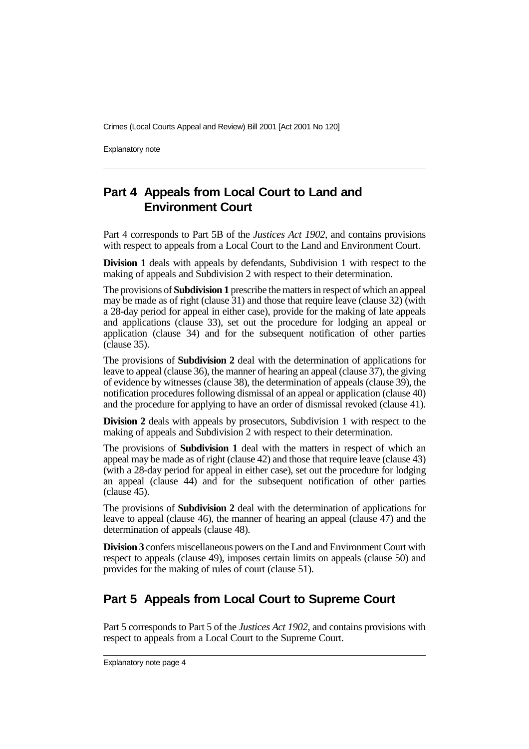## Part 4 Appeals from Local Court to Land and Environment Court

Part 4 corresponds to Part 5B of the *Justices Act 1902*, and contains provisions with respect to appeals from a Local Court to the Land and Environment Court.

**Division 1** deals with appeals by defendants, Subdivision 1 with respect to the making of appeals and Subdivision 2 with respect to their determination.

The provisions of **Subdivision 1** prescribe the matters in respect of which an appeal may be made as of right (clause 31) and those that require leave (clause 32) (with a 28-day period for appeal in either case), provide for the making of late appeals and applications (clause 33), set out the procedure for lodging an appeal or application (clause 34) and for the subsequent notification of other parties (clause 35).

The provisions of **Subdivision 2** deal with the determination of applications for leave to appeal (clause 36), the manner of hearing an appeal (clause 37), the giving of evidence by witnesses (clause 38), the determination of appeals (clause 39), the notification procedures following dismissal of an appeal or application (clause 40) and the procedure for applying to have an order of dismissal revoked (clause 41).

**Division 2** deals with appeals by prosecutors, Subdivision 1 with respect to the making of appeals and Subdivision 2 with respect to their determination.

The provisions of **Subdivision 1** deal with the matters in respect of which an appeal may be made as of right (clause 42) and those that require leave (clause 43) (with a 28-day period for appeal in either case), set out the procedure for lodging an appeal (clause 44) and for the subsequent notification of other parties (clause 45).

The provisions of **Subdivision 2** deal with the determination of applications for leave to appeal (clause 46), the manner of hearing an appeal (clause 47) and the determination of appeals (clause 48).

**Division 3** confers miscellaneous powers on the Land and Environment Court with respect to appeals (clause 49), imposes certain limits on appeals (clause 50) and provides for the making of rules of court (clause 51).

## Part 5 Appeals from Local Court to Supreme Court

Part 5 corresponds to Part 5 of the *Justices Act 1902*, and contains provisions with respect to appeals from a Local Court to the Supreme Court.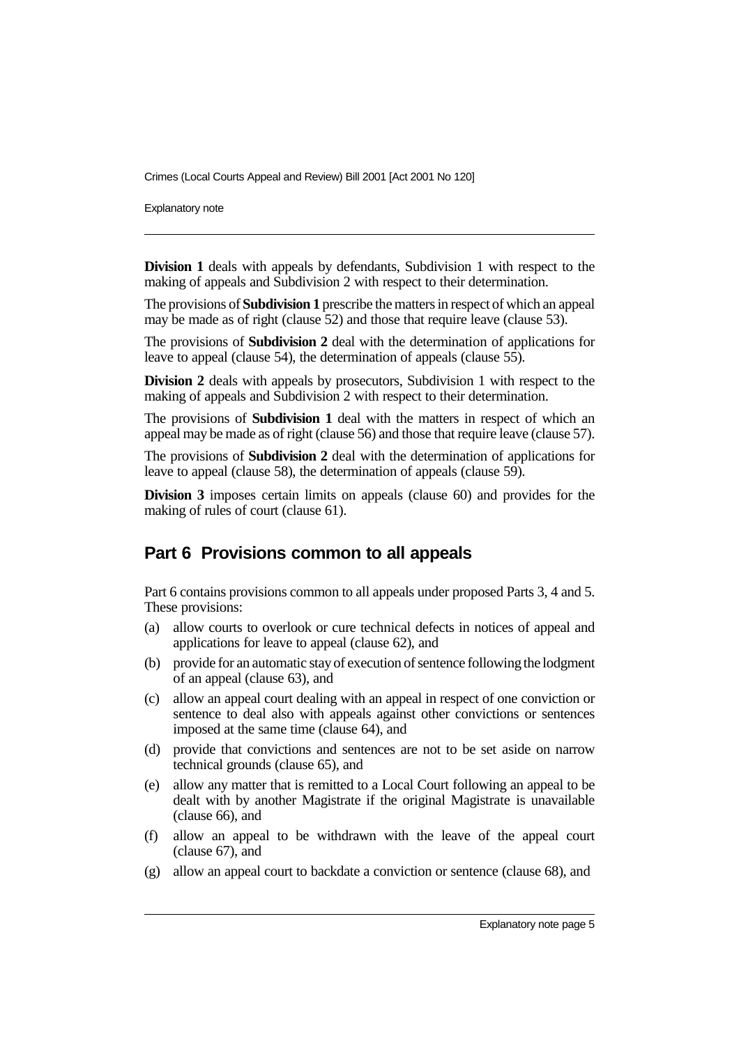**Division 1** deals with appeals by defendants, Subdivision 1 with respect to the making of appeals and Subdivision 2 with respect to their determination.

The provisions of **Subdivision 1** prescribe the matters in respect of which an appeal may be made as of right (clause 52) and those that require leave (clause 53).

The provisions of **Subdivision 2** deal with the determination of applications for leave to appeal (clause 54), the determination of appeals (clause 55).

**Division 2** deals with appeals by prosecutors, Subdivision 1 with respect to the making of appeals and Subdivision 2 with respect to their determination.

The provisions of **Subdivision 1** deal with the matters in respect of which an appeal may be made as of right (clause 56) and those that require leave (clause 57).

The provisions of **Subdivision 2** deal with the determination of applications for leave to appeal (clause 58), the determination of appeals (clause 59).

**Division 3** imposes certain limits on appeals (clause 60) and provides for the making of rules of court (clause 61).

## Part 6 Provisions common to all appeals

Part 6 contains provisions common to all appeals under proposed Parts 3, 4 and 5. These provisions:

(a) allow courts to overlook or cure technical defects in notices of appeal and applications for leave to appeal (clause 62), and

(b) provide for an automatic stay of execution of sentence following the lodgment of an appeal (clause 63), and

(c) allow an appeal court dealing with an appeal in respect of one conviction or sentence to deal also with appeals against other convictions or sentences imposed at the same time (clause 64), and

(d) provide that convictions and sentences are not to be set aside on narrow technical grounds (clause 65), and

(e) allow any matter that is remitted to a Local Court following an appeal to be dealt with by another Magistrate if the original Magistrate is unavailable (clause 66), and

(f) allow an appeal to be withdrawn with the leave of the appeal court (clause 67), and

(g) allow an appeal court to backdate a conviction or sentence (clause 68), and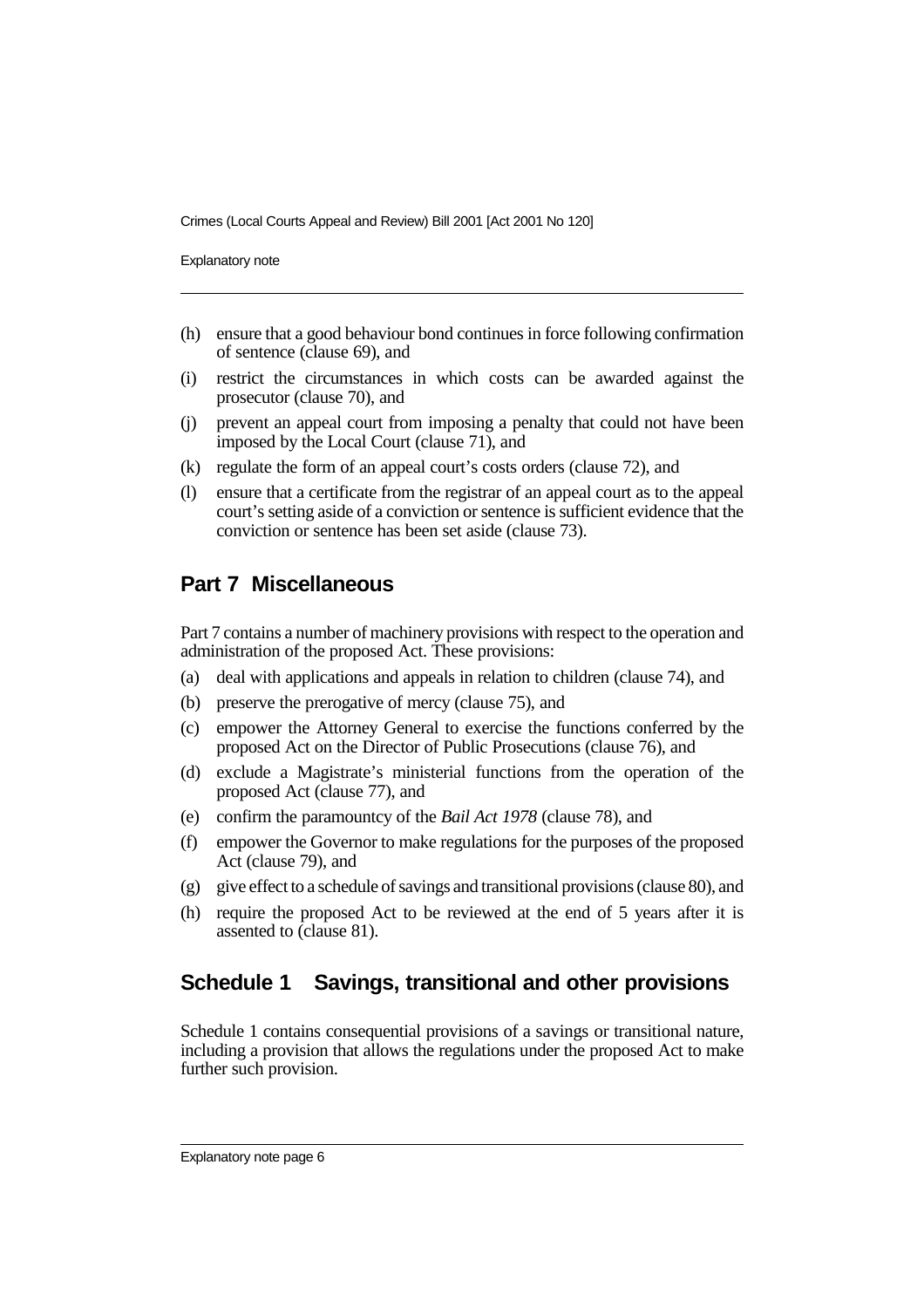(h) ensure that a good behaviour bond continues in force following confirmation of sentence (clause 69), and

(i) restrict the circumstances in which costs can be awarded against the prosecutor (clause 70), and

(j) prevent an appeal court from imposing a penalty that could not have been imposed by the Local Court (clause 71), and

(k) regulate the form of an appeal court's costs orders (clause 72), and

(l) ensure that a certificate from the registrar of an appeal court as to the appeal court's setting aside of a conviction or sentence is sufficient evidence that the conviction or sentence has been set aside (clause 73).

## Part 7 Miscellaneous

Part 7 contains a number of machinery provisions with respect to the operation and administration of the proposed Act. These provisions:

(a) deal with applications and appeals in relation to children (clause 74), and

(b) preserve the prerogative of mercy (clause 75), and

(c) empower the Attorney General to exercise the functions conferred by the proposed Act on the Director of Public Prosecutions (clause 76), and

(d) exclude a Magistrate's ministerial functions from the operation of the proposed Act (clause 77), and

(e) confirm the paramountcy of the *Bail Act 1978* (clause 78), and

(f) empower the Governor to make regulations for the purposes of the proposed Act (clause 79), and

(g) give effect to a schedule of savings and transitional provisions (clause 80), and

(h) require the proposed Act to be reviewed at the end of 5 years after it is assented to (clause 81).

## Schedule 1 Savings, transitional and other provisions

Schedule 1 contains consequential provisions of a savings or transitional nature, including a provision that allows the regulations under the proposed Act to make further such provision.